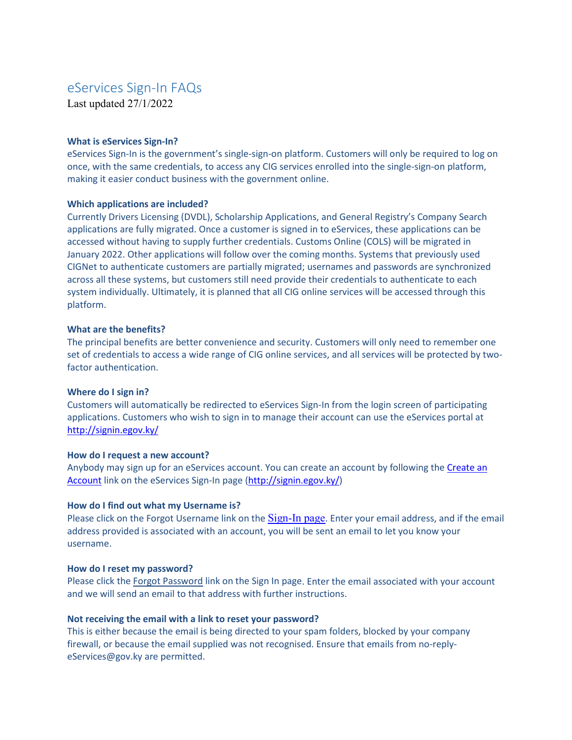# eServices Sign-In FAQs

Last updated 27/1/2022

**What is eServices Sign-In?**

eServices Sign-In is the government's single-sign-on platform. Customers will only be required to log on once, with the same credentials, to access any CIG services enrolled into the single-sign-on platform, making it easier conduct business with the government online.

**Which applications are included?**

Currently Drivers Licensing (DVDL), Scholarship Applications, and General Registry's Company Search applications are fully migrated. Once a customer is signed in to eServices, these applications can be accessed without having to supply further credentials. Customs Online (COLS) will be migrated in January 2022. Other applications will follow over the coming months. Systems that previously used CIGNet to authenticate customers are partially migrated; usernames and passwords are synchronized across all these systems, but customers still need provide their credentials to authenticate to each system individually. Ultimately, it is planned that all CIG online services will be accessed through this platform.

**What are the benefits?**

The principal benefits are better convenience and security. Customers will only need to remember one set of credentials to access a wide range of CIG online services, and all services will be protected by two-factor authentication.

**Where do I sign in?**

Customers will automatically be redirected to eServices Sign-In from the login screen of participating applications. Customers who wish to sign in to manage their account can use the eServices portal at http://signin.egov.ky/

**How do I request a new account?**

Anybody may sign up for an eServices account. You can create an account by following the Create an Account link on the eServices Sign-In page (http://signin.egov.ky/)

**How do I find out what my Username is?**

Please click on the Forgot Username link on the Sign-In page. Enter your email address, and if the email address provided is associated with an account, you will be sent an email to let you know your username.

**How do I reset my password?**

Please click the Forgot Password link on the Sign In page. Enter the email associated with your account and we will send an email to that address with further instructions.

**Not receiving the email with a link to reset your password?**

This is either because the email is being directed to your spam folders, blocked by your company firewall, or because the email supplied was not recognised. Ensure that emails from no-reply-eServices@gov.ky are permitted.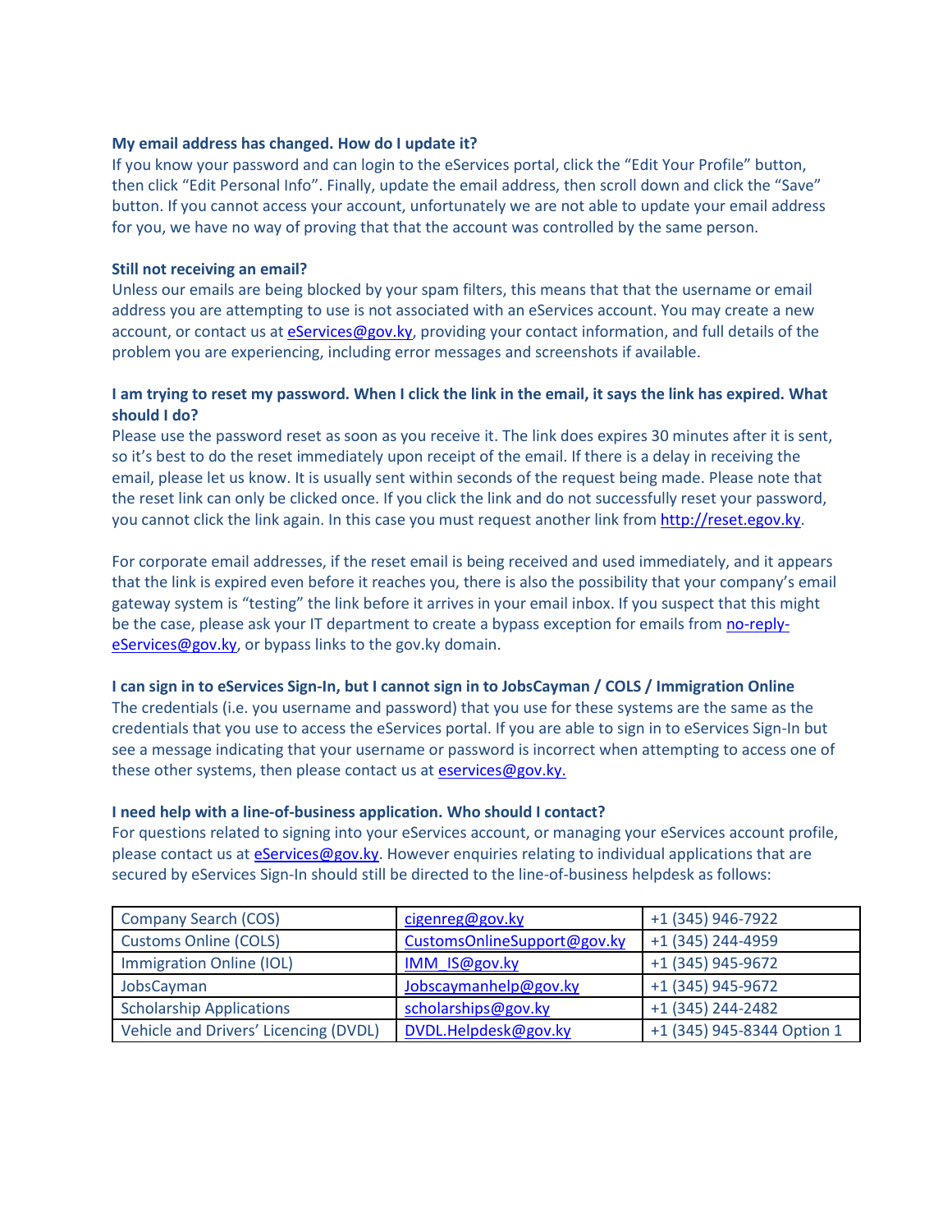**My email address has changed. How do I update it?**

If you know your password and can login to the eServices portal, click the "Edit Your Profile" button, then click "Edit Personal Info". Finally, update the email address, then scroll down and click the "Save" button. If you cannot access your account, unfortunately we are not able to update your email address for you, we have no way of proving that that the account was controlled by the same person.

**Still not receiving an email?**

Unless our emails are being blocked by your spam filters, this means that that the username or email address you are attempting to use is not associated with an eServices account. You may create a new account, or contact us at eServices@gov.ky, providing your contact information, and full details of the problem you are experiencing, including error messages and screenshots if available.

**I am trying to reset my password. When I click the link in the email, it says the link has expired. What should I do?**

Please use the password reset as soon as you receive it. The link does expires 30 minutes after it is sent, so it's best to do the reset immediately upon receipt of the email. If there is a delay in receiving the email, please let us know. It is usually sent within seconds of the request being made. Please note that the reset link can only be clicked once. If you click the link and do not successfully reset your password, you cannot click the link again. In this case you must request another link from http://reset.egov.ky.

For corporate email addresses, if the reset email is being received and used immediately, and it appears that the link is expired even before it reaches you, there is also the possibility that your company's email gateway system is "testing" the link before it arrives in your email inbox. If you suspect that this might be the case, please ask your IT department to create a bypass exception for emails from no-reply-eServices@gov.ky, or bypass links to the gov.ky domain.

**I can sign in to eServices Sign-In, but I cannot sign in to JobsCayman / COLS / Immigration Online**

The credentials (i.e. you username and password) that you use for these systems are the same as the credentials that you use to access the eServices portal. If you are able to sign in to eServices Sign-In but see a message indicating that your username or password is incorrect when attempting to access one of these other systems, then please contact us at eservices@gov.ky.

**I need help with a line-of-business application. Who should I contact?**

For questions related to signing into your eServices account, or managing your eServices account profile, please contact us at eServices@gov.ky. However enquiries relating to individual applications that are secured by eServices Sign-In should still be directed to the line-of-business helpdesk as follows:

| | | |
|---|---|---|
| Company Search (COS) | cigenreg@gov.ky | +1 (345) 946-7922 |
| Customs Online (COLS) | CustomsOnlineSupport@gov.ky | +1 (345) 244-4959 |
| Immigration Online (IOL) | IMM_IS@gov.ky | +1 (345) 945-9672 |
| JobsCayman | Jobscaymanhelp@gov.ky | +1 (345) 945-9672 |
| Scholarship Applications | scholarships@gov.ky | +1 (345) 244-2482 |
| Vehicle and Drivers' Licencing (DVDL) | DVDL.Helpdesk@gov.ky | +1 (345) 945-8344 Option 1 |